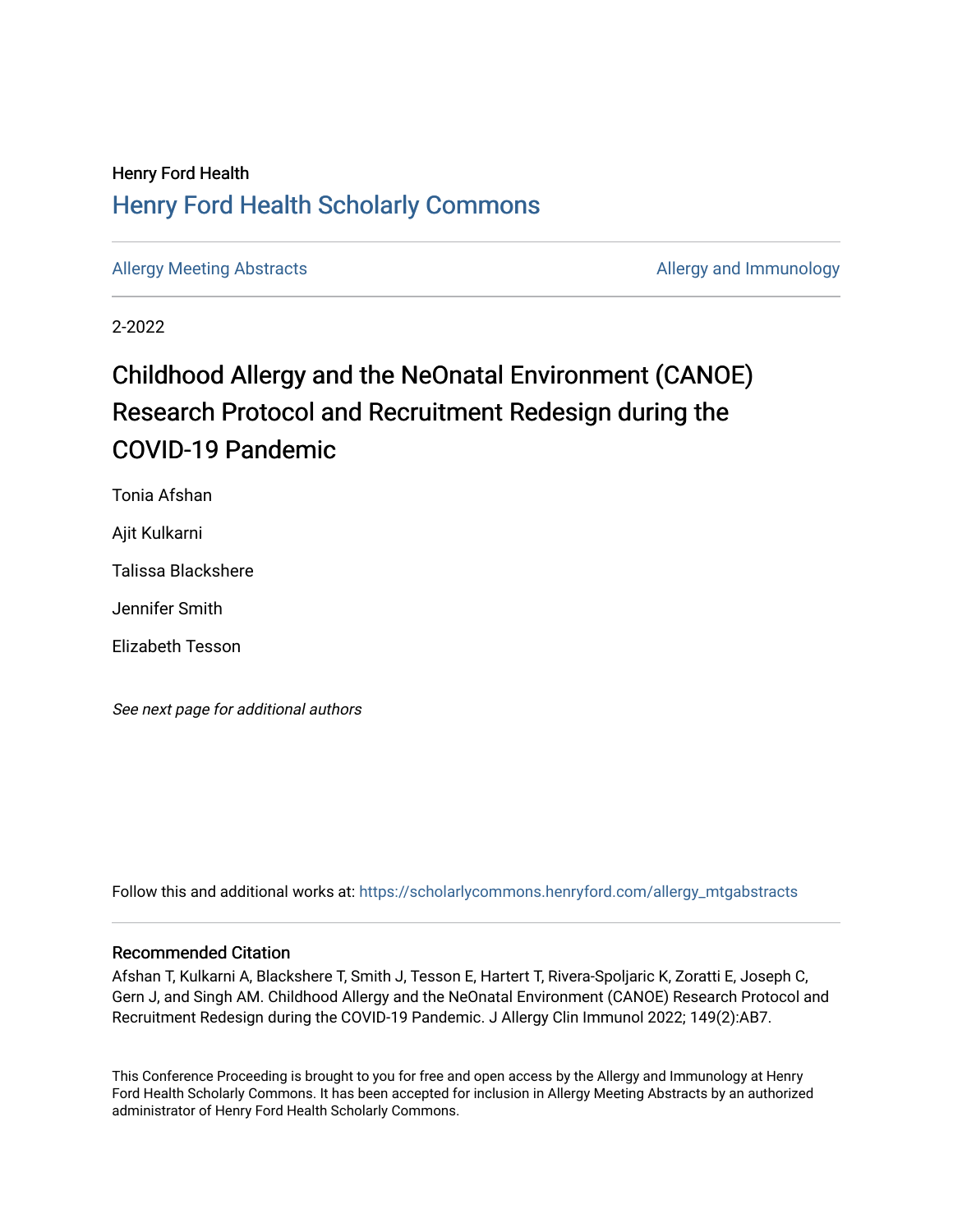Henry Ford Health

## Henry Ford Health Scholarly Commons

Allergy Meeting Abstracts | Allergy and Immunology

2-2022

# Childhood Allergy and the NeOnatal Environment (CANOE) Research Protocol and Recruitment Redesign during the COVID-19 Pandemic

Tonia Afshan

Ajit Kulkarni

Talissa Blackshere

Jennifer Smith

Elizabeth Tesson

*See next page for additional authors*

Follow this and additional works at: https://scholarlycommons.henryford.com/allergy_mtgabstracts

### Recommended Citation

Afshan T, Kulkarni A, Blackshere T, Smith J, Tesson E, Hartert T, Rivera-Spoljaric K, Zoratti E, Joseph C, Gern J, and Singh AM. Childhood Allergy and the NeOnatal Environment (CANOE) Research Protocol and Recruitment Redesign during the COVID-19 Pandemic. J Allergy Clin Immunol 2022; 149(2):AB7.

This Conference Proceeding is brought to you for free and open access by the Allergy and Immunology at Henry Ford Health Scholarly Commons. It has been accepted for inclusion in Allergy Meeting Abstracts by an authorized administrator of Henry Ford Health Scholarly Commons.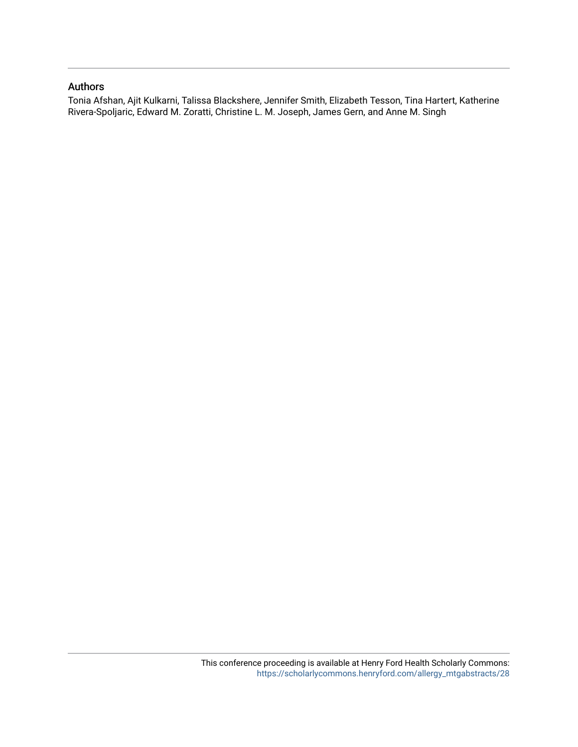## Authors

Tonia Afshan, Ajit Kulkarni, Talissa Blackshere, Jennifer Smith, Elizabeth Tesson, Tina Hartert, Katherine Rivera-Spoljaric, Edward M. Zoratti, Christine L. M. Joseph, James Gern, and Anne M. Singh

This conference proceeding is available at Henry Ford Health Scholarly Commons: https://scholarlycommons.henryford.com/allergy_mtgabstracts/28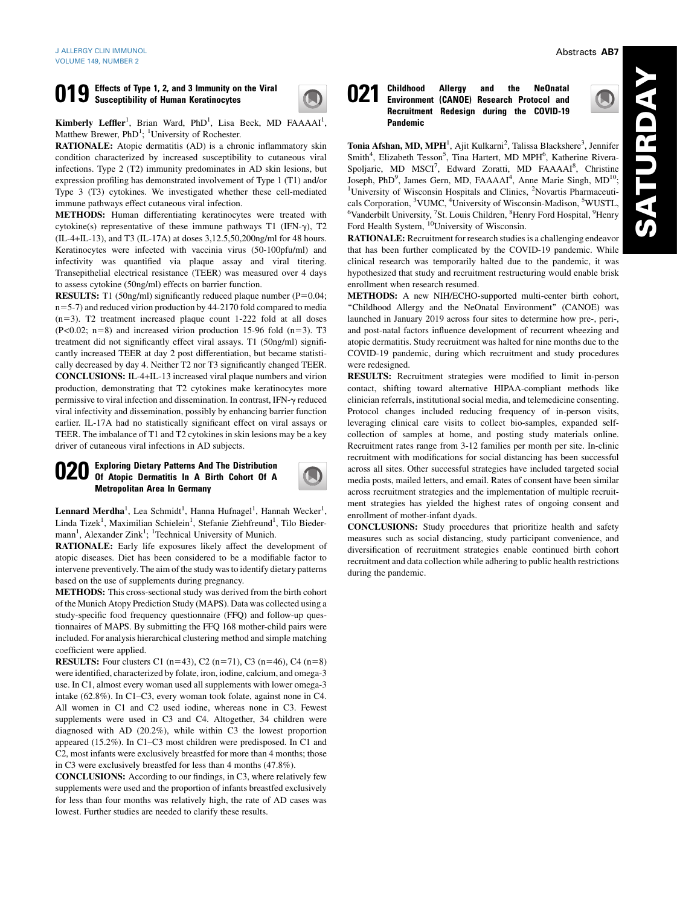## 019 Effects of Type 1, 2, and 3 Immunity on the Viral Susceptibility of Human Keratinocytes

**Kimberly Leffler**[1], Brian Ward, PhD[1], Lisa Beck, MD FAAAAI[1], Matthew Brewer, PhD[1]; [1]University of Rochester.

**RATIONALE:** Atopic dermatitis (AD) is a chronic inflammatory skin condition characterized by increased susceptibility to cutaneous viral infections. Type 2 (T2) immunity predominates in AD skin lesions, but expression profiling has demonstrated involvement of Type 1 (T1) and/or Type 3 (T3) cytokines. We investigated whether these cell-mediated immune pathways effect cutaneous viral infection.

**METHODS:** Human differentiating keratinocytes were treated with cytokine(s) representative of these immune pathways T1 (IFN-γ), T2 (IL-4+IL-13), and T3 (IL-17A) at doses 3,12.5,50,200ng/ml for 48 hours. Keratinocytes were infected with vaccinia virus (50-100pfu/ml) and infectivity was quantified via plaque assay and viral titering. Transepithelial electrical resistance (TEER) was measured over 4 days to assess cytokine (50ng/ml) effects on barrier function.

**RESULTS:** T1 (50ng/ml) significantly reduced plaque number ($P=0.04$; $n=5$-$7$) and reduced virion production by 44-2170 fold compared to media ($n=3$). T2 treatment increased plaque count 1-222 fold at all doses ($P<0.02$; $n=8$) and increased virion production 15-96 fold ($n=3$). T3 treatment did not significantly effect viral assays. T1 (50ng/ml) significantly increased TEER at day 2 post differentiation, but became statistically decreased by day 4. Neither T2 nor T3 significantly changed TEER.

**CONCLUSIONS:** IL-4+IL-13 increased viral plaque numbers and virion production, demonstrating that T2 cytokines make keratinocytes more permissive to viral infection and dissemination. In contrast, IFN-γ reduced viral infectivity and dissemination, possibly by enhancing barrier function earlier. IL-17A had no statistically significant effect on viral assays or TEER. The imbalance of T1 and T2 cytokines in skin lesions may be a key driver of cutaneous viral infections in AD subjects.

## 020 Exploring Dietary Patterns And The Distribution Of Atopic Dermatitis In A Birth Cohort Of A Metropolitan Area In Germany

**Lennard Merdha**[1], Lea Schmidt[1], Hanna Hufnagel[1], Hannah Wecker[1], Linda Tizek[1], Maximilian Schielein[1], Stefanie Ziehfreund[1], Tilo Biedermann[1], Alexander Zink[1]; [1]Technical University of Munich.

**RATIONALE:** Early life exposures likely affect the development of atopic diseases. Diet has been considered to be a modifiable factor to intervene preventively. The aim of the study was to identify dietary patterns based on the use of supplements during pregnancy.

**METHODS:** This cross-sectional study was derived from the birth cohort of the Munich Atopy Prediction Study (MAPS). Data was collected using a study-specific food frequency questionnaire (FFQ) and follow-up questionnaires of MAPS. By submitting the FFQ 168 mother-child pairs were included. For analysis hierarchical clustering method and simple matching coefficient were applied.

**RESULTS:** Four clusters C1 ($n=43$), C2 ($n=71$), C3 ($n=46$), C4 ($n=8$) were identified, characterized by folate, iron, iodine, calcium, and omega-3 use. In C1, almost every woman used all supplements with lower omega-3 intake (62.8%). In C1–C3, every woman took folate, against none in C4. All women in C1 and C2 used iodine, whereas none in C3. Fewest supplements were used in C3 and C4. Altogether, 34 children were diagnosed with AD (20.2%), while within C3 the lowest proportion appeared (15.2%). In C1–C3 most children were predisposed. In C1 and C2, most infants were exclusively breastfed for more than 4 months; those in C3 were exclusively breastfed for less than 4 months (47.8%).

**CONCLUSIONS:** According to our findings, in C3, where relatively few supplements were used and the proportion of infants breastfed exclusively for less than four months was relatively high, the rate of AD cases was lowest. Further studies are needed to clarify these results.

## 021 Childhood Allergy and the NeOnatal Environment (CANOE) Research Protocol and Recruitment Redesign during the COVID-19 Pandemic

**Tonia Afshan, MD, MPH**[1], Ajit Kulkarni[2], Talissa Blackshere[3], Jennifer Smith[4], Elizabeth Tesson[5], Tina Hartert, MD MPH[6], Katherine Rivera-Spoljaric, MD MSCI[7], Edward Zoratti, MD FAAAAI[8], Christine Joseph, PhD[9], James Gern, MD, FAAAAI[4], Anne Marie Singh, MD[10]; [1]University of Wisconsin Hospitals and Clinics, [2]Novartis Pharmaceuticals Corporation, [3]VUMC, [4]University of Wisconsin-Madison, [5]WUSTL, [6]Vanderbilt University, [7]St. Louis Children, [8]Henry Ford Hospital, [9]Henry Ford Health System, [10]University of Wisconsin.

**RATIONALE:** Recruitment for research studies is a challenging endeavor that has been further complicated by the COVID-19 pandemic. While clinical research was temporarily halted due to the pandemic, it was hypothesized that study and recruitment restructuring would enable brisk enrollment when research resumed.

**METHODS:** A new NIH/ECHO-supported multi-center birth cohort, "Childhood Allergy and the NeOnatal Environment" (CANOE) was launched in January 2019 across four sites to determine how pre-, peri-, and post-natal factors influence development of recurrent wheezing and atopic dermatitis. Study recruitment was halted for nine months due to the COVID-19 pandemic, during which recruitment and study procedures were redesigned.

**RESULTS:** Recruitment strategies were modified to limit in-person contact, shifting toward alternative HIPAA-compliant methods like clinician referrals, institutional social media, and telemedicine consenting. Protocol changes included reducing frequency of in-person visits, leveraging clinical care visits to collect bio-samples, expanded self-collection of samples at home, and posting study materials online. Recruitment rates range from 3-12 families per month per site. In-clinic recruitment with modifications for social distancing has been successful across all sites. Other successful strategies have included targeted social media posts, mailed letters, and email. Rates of consent have been similar across recruitment strategies and the implementation of multiple recruitment strategies has yielded the highest rates of ongoing consent and enrollment of mother-infant dyads.

**CONCLUSIONS:** Study procedures that prioritize health and safety measures such as social distancing, study participant convenience, and diversification of recruitment strategies enable continued birth cohort recruitment and data collection while adhering to public health restrictions during the pandemic.